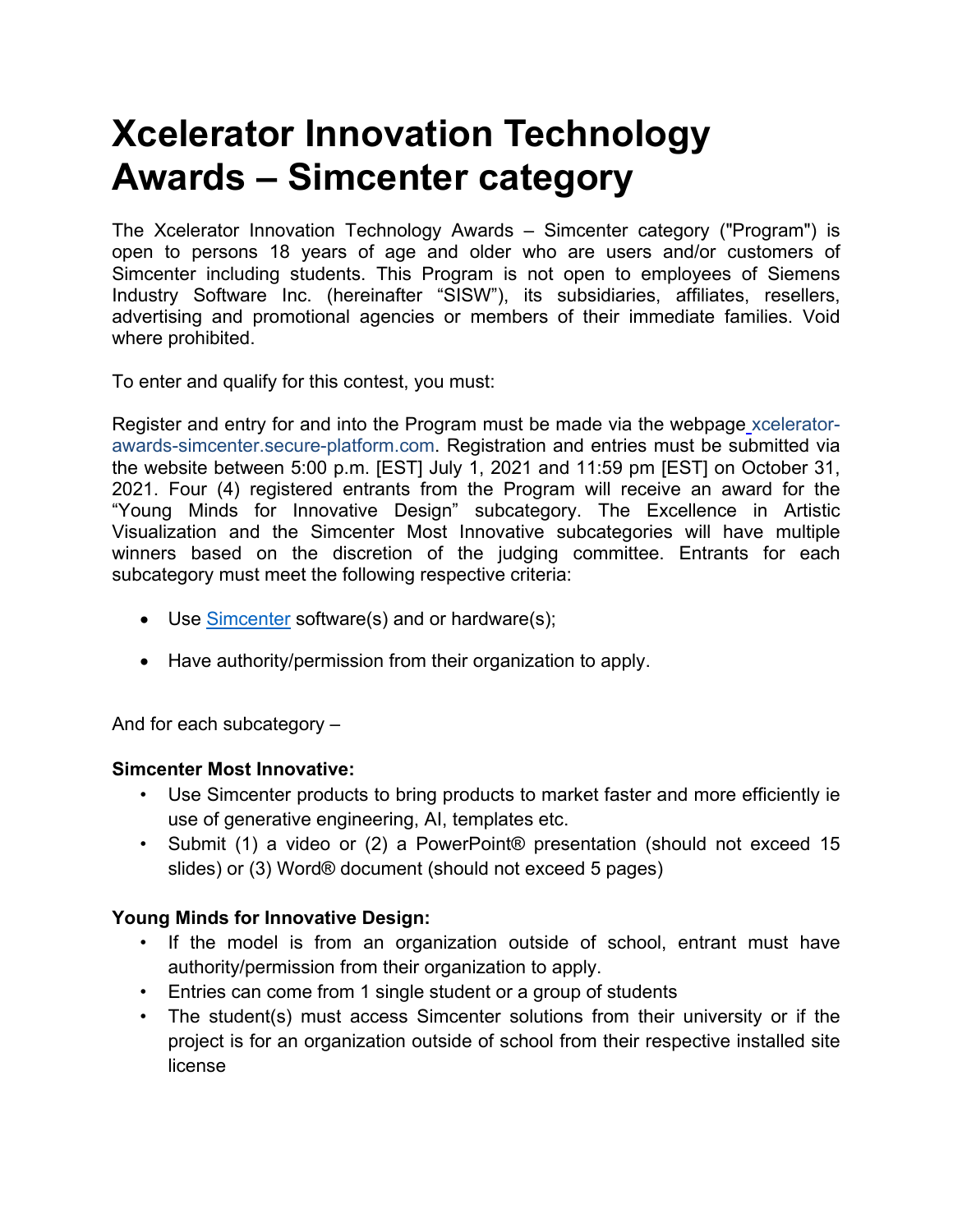# Xcelerator Innovation Technology Awards – Simcenter category

The Xcelerator Innovation Technology Awards – Simcenter category ("Program") is open to persons 18 years of age and older who are users and/or customers of Simcenter including students. This Program is not open to employees of Siemens Industry Software Inc. (hereinafter "SISW"), its subsidiaries, affiliates, resellers, advertising and promotional agencies or members of their immediate families. Void where prohibited.

To enter and qualify for this contest, you must:

Register and entry for and into the Program must be made via the webpage xcelerator-awards-simcenter.secure-platform.com. Registration and entries must be submitted via the website between 5:00 p.m. [EST] July 1, 2021 and 11:59 pm [EST] on October 31, 2021. Four (4) registered entrants from the Program will receive an award for the "Young Minds for Innovative Design" subcategory. The Excellence in Artistic Visualization and the Simcenter Most Innovative subcategories will have multiple winners based on the discretion of the judging committee. Entrants for each subcategory must meet the following respective criteria:

- Use Simcenter software(s) and or hardware(s);
- Have authority/permission from their organization to apply.

And for each subcategory –

**Simcenter Most Innovative:**

- Use Simcenter products to bring products to market faster and more efficiently ie use of generative engineering, AI, templates etc.
- Submit (1) a video or (2) a PowerPoint® presentation (should not exceed 15 slides) or (3) Word® document (should not exceed 5 pages)

**Young Minds for Innovative Design:**

- If the model is from an organization outside of school, entrant must have authority/permission from their organization to apply.
- Entries can come from 1 single student or a group of students
- The student(s) must access Simcenter solutions from their university or if the project is for an organization outside of school from their respective installed site license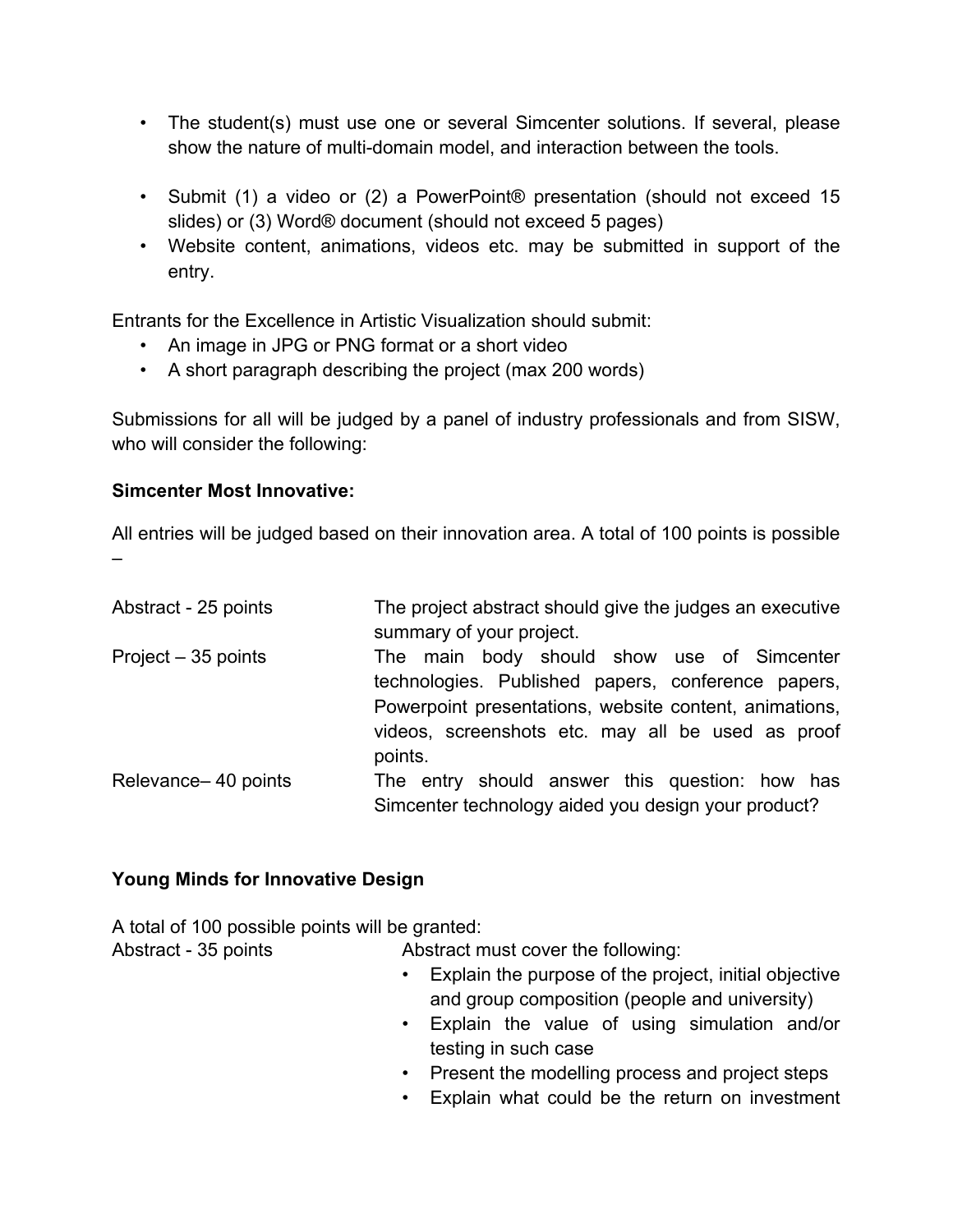- The student(s) must use one or several Simcenter solutions. If several, please show the nature of multi-domain model, and interaction between the tools.

- Submit (1) a video or (2) a PowerPoint® presentation (should not exceed 15 slides) or (3) Word® document (should not exceed 5 pages)
- Website content, animations, videos etc. may be submitted in support of the entry.

Entrants for the Excellence in Artistic Visualization should submit:

- An image in JPG or PNG format or a short video
- A short paragraph describing the project (max 200 words)

Submissions for all will be judged by a panel of industry professionals and from SISW, who will consider the following:

**Simcenter Most Innovative:**

All entries will be judged based on their innovation area. A total of 100 points is possible –

| | |
|---|---|
| Abstract - 25 points | The project abstract should give the judges an executive summary of your project. |
| Project – 35 points | The main body should show use of Simcenter technologies. Published papers, conference papers, Powerpoint presentations, website content, animations, videos, screenshots etc. may all be used as proof points. |
| Relevance– 40 points | The entry should answer this question: how has Simcenter technology aided you design your product? |

**Young Minds for Innovative Design**

A total of 100 possible points will be granted:

Abstract - 35 points

Abstract must cover the following:

- Explain the purpose of the project, initial objective and group composition (people and university)
- Explain the value of using simulation and/or testing in such case
- Present the modelling process and project steps
- Explain what could be the return on investment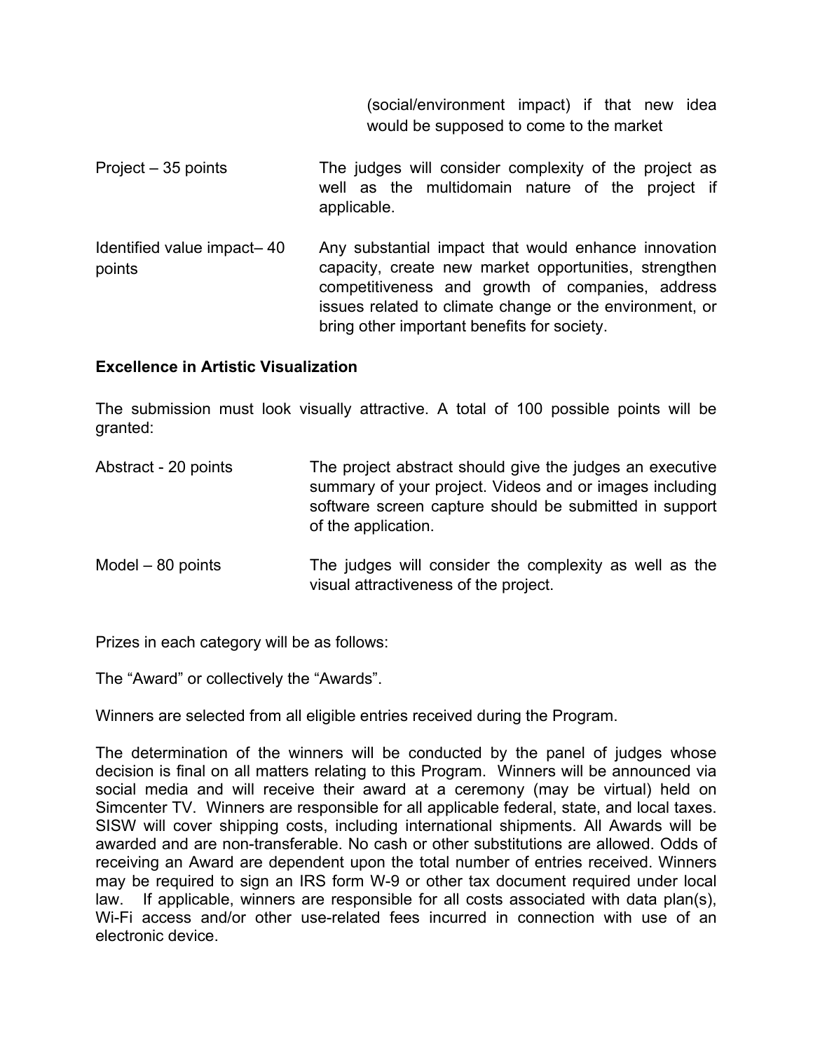(social/environment impact) if that new idea would be supposed to come to the market

| | |
|---|---|
| Project – 35 points | The judges will consider complexity of the project as well as the multidomain nature of the project if applicable. |
| Identified value impact– 40 points | Any substantial impact that would enhance innovation capacity, create new market opportunities, strengthen competitiveness and growth of companies, address issues related to climate change or the environment, or bring other important benefits for society. |

**Excellence in Artistic Visualization**

The submission must look visually attractive. A total of 100 possible points will be granted:

| | |
|---|---|
| Abstract - 20 points | The project abstract should give the judges an executive summary of your project. Videos and or images including software screen capture should be submitted in support of the application. |
| Model – 80 points | The judges will consider the complexity as well as the visual attractiveness of the project. |

Prizes in each category will be as follows:

The "Award" or collectively the "Awards".

Winners are selected from all eligible entries received during the Program.

The determination of the winners will be conducted by the panel of judges whose decision is final on all matters relating to this Program. Winners will be announced via social media and will receive their award at a ceremony (may be virtual) held on Simcenter TV. Winners are responsible for all applicable federal, state, and local taxes. SISW will cover shipping costs, including international shipments. All Awards will be awarded and are non-transferable. No cash or other substitutions are allowed. Odds of receiving an Award are dependent upon the total number of entries received. Winners may be required to sign an IRS form W-9 or other tax document required under local law. If applicable, winners are responsible for all costs associated with data plan(s), Wi-Fi access and/or other use-related fees incurred in connection with use of an electronic device.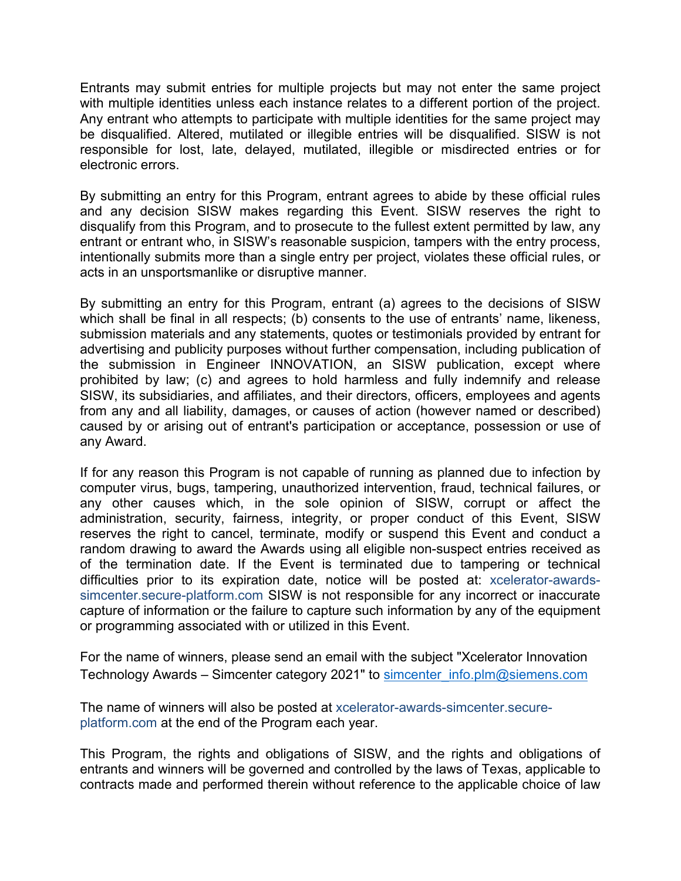Entrants may submit entries for multiple projects but may not enter the same project with multiple identities unless each instance relates to a different portion of the project. Any entrant who attempts to participate with multiple identities for the same project may be disqualified. Altered, mutilated or illegible entries will be disqualified. SISW is not responsible for lost, late, delayed, mutilated, illegible or misdirected entries or for electronic errors.

By submitting an entry for this Program, entrant agrees to abide by these official rules and any decision SISW makes regarding this Event. SISW reserves the right to disqualify from this Program, and to prosecute to the fullest extent permitted by law, any entrant or entrant who, in SISW's reasonable suspicion, tampers with the entry process, intentionally submits more than a single entry per project, violates these official rules, or acts in an unsportsmanlike or disruptive manner.

By submitting an entry for this Program, entrant (a) agrees to the decisions of SISW which shall be final in all respects; (b) consents to the use of entrants' name, likeness, submission materials and any statements, quotes or testimonials provided by entrant for advertising and publicity purposes without further compensation, including publication of the submission in Engineer INNOVATION, an SISW publication, except where prohibited by law; (c) and agrees to hold harmless and fully indemnify and release SISW, its subsidiaries, and affiliates, and their directors, officers, employees and agents from any and all liability, damages, or causes of action (however named or described) caused by or arising out of entrant's participation or acceptance, possession or use of any Award.

If for any reason this Program is not capable of running as planned due to infection by computer virus, bugs, tampering, unauthorized intervention, fraud, technical failures, or any other causes which, in the sole opinion of SISW, corrupt or affect the administration, security, fairness, integrity, or proper conduct of this Event, SISW reserves the right to cancel, terminate, modify or suspend this Event and conduct a random drawing to award the Awards using all eligible non-suspect entries received as of the termination date. If the Event is terminated due to tampering or technical difficulties prior to its expiration date, notice will be posted at: xcelerator-awards-simcenter.secure-platform.com SISW is not responsible for any incorrect or inaccurate capture of information or the failure to capture such information by any of the equipment or programming associated with or utilized in this Event.

For the name of winners, please send an email with the subject "Xcelerator Innovation Technology Awards – Simcenter category 2021" to simcenter_info.plm@siemens.com

The name of winners will also be posted at xcelerator-awards-simcenter.secure-platform.com at the end of the Program each year.

This Program, the rights and obligations of SISW, and the rights and obligations of entrants and winners will be governed and controlled by the laws of Texas, applicable to contracts made and performed therein without reference to the applicable choice of law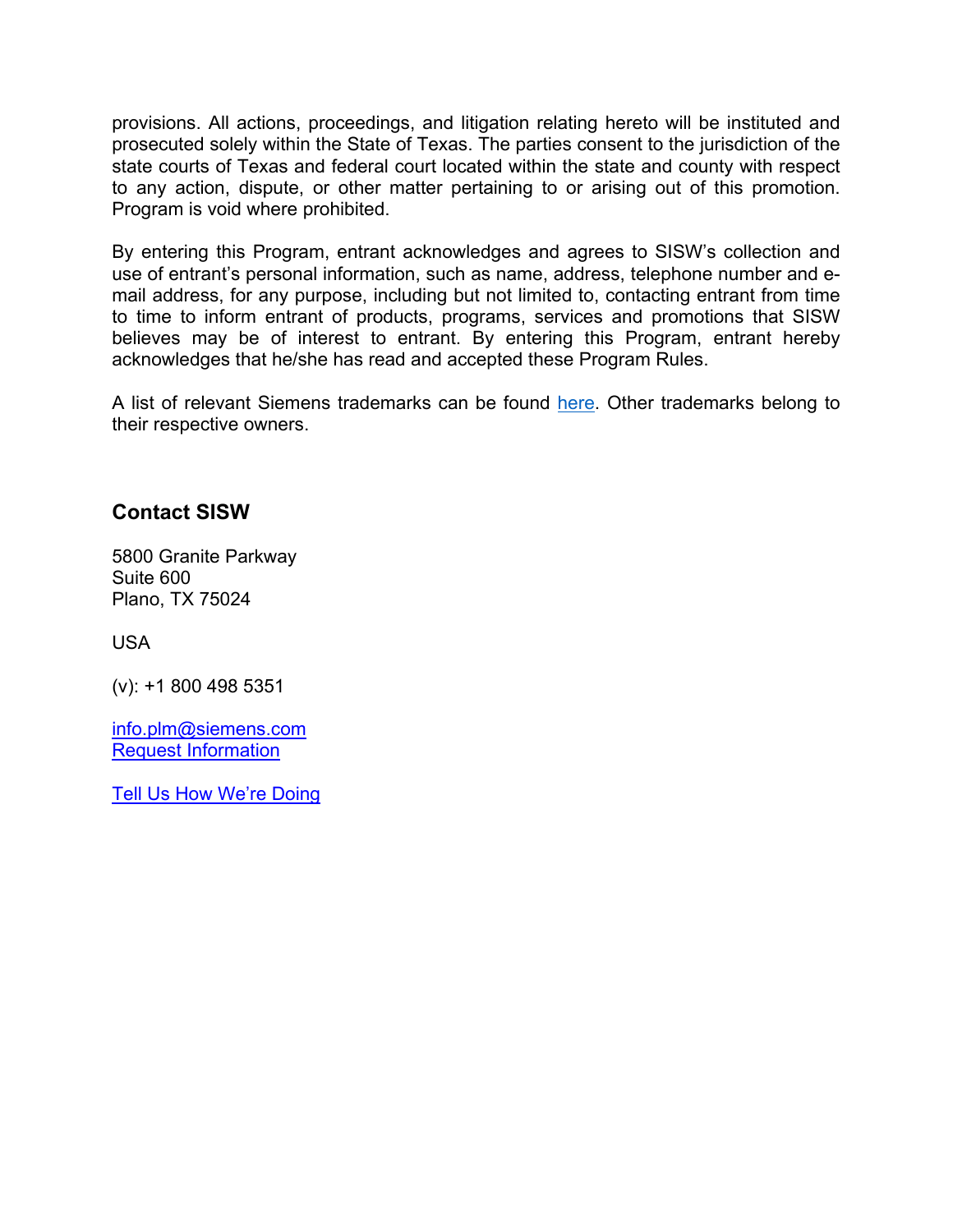provisions. All actions, proceedings, and litigation relating hereto will be instituted and prosecuted solely within the State of Texas. The parties consent to the jurisdiction of the state courts of Texas and federal court located within the state and county with respect to any action, dispute, or other matter pertaining to or arising out of this promotion. Program is void where prohibited.

By entering this Program, entrant acknowledges and agrees to SISW's collection and use of entrant's personal information, such as name, address, telephone number and e-mail address, for any purpose, including but not limited to, contacting entrant from time to time to inform entrant of products, programs, services and promotions that SISW believes may be of interest to entrant. By entering this Program, entrant hereby acknowledges that he/she has read and accepted these Program Rules.

A list of relevant Siemens trademarks can be found here. Other trademarks belong to their respective owners.

## Contact SISW

5800 Granite Parkway
Suite 600
Plano, TX 75024

USA

(v): +1 800 498 5351

info.plm@siemens.com
Request Information

Tell Us How We're Doing